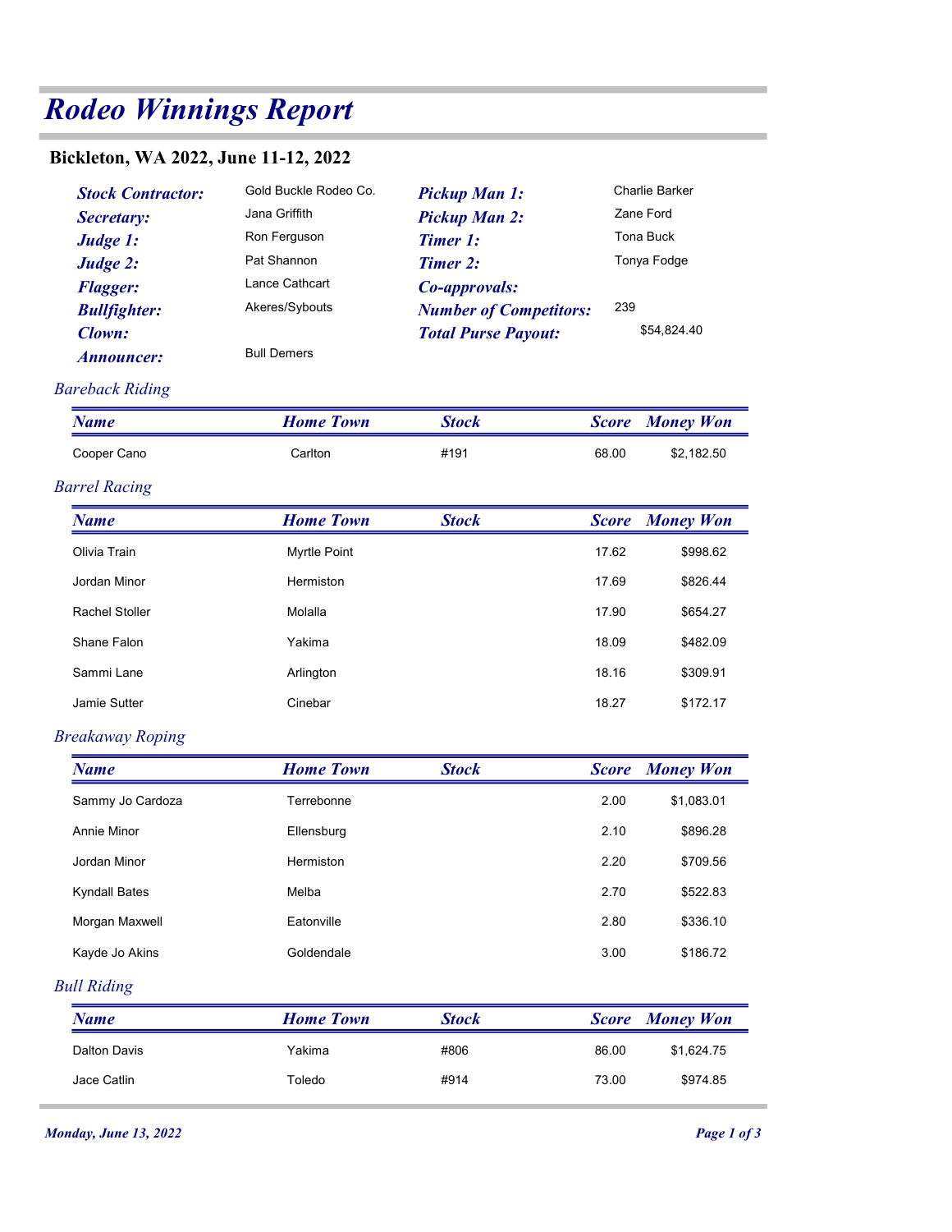# Rodeo Winnings Report

## Bickleton, WA 2022, June 11-12, 2022

| | | | |
|---|---|---|---|
| ***Stock Contractor:*** | Gold Buckle Rodeo Co. | ***Pickup Man 1:*** | Charlie Barker |
| ***Secretary:*** | Jana Griffith | ***Pickup Man 2:*** | Zane Ford |
| ***Judge 1:*** | Ron Ferguson | ***Timer 1:*** | Tona Buck |
| ***Judge 2:*** | Pat Shannon | ***Timer 2:*** | Tonya Fodge |
| ***Flagger:*** | Lance Cathcart | ***Co-approvals:*** | |
| ***Bullfighter:*** | Akeres/Sybouts | ***Number of Competitors:*** | 239 |
| ***Clown:*** | | ***Total Purse Payout:*** | $54,824.40 |
| ***Announcer:*** | Bull Demers | | |

### *Bareback Riding*

| Name | Home Town | Stock | Score | Money Won |
|---|---|---|---|---|
| Cooper Cano | Carlton | #191 | 68.00 | $2,182.50 |

### *Barrel Racing*

| Name | Home Town | Stock | Score | Money Won |
|---|---|---|---|---|
| Olivia Train | Myrtle Point | | 17.62 | $998.62 |
| Jordan Minor | Hermiston | | 17.69 | $826.44 |
| Rachel Stoller | Molalla | | 17.90 | $654.27 |
| Shane Falon | Yakima | | 18.09 | $482.09 |
| Sammi Lane | Arlington | | 18.16 | $309.91 |
| Jamie Sutter | Cinebar | | 18.27 | $172.17 |

### *Breakaway Roping*

| Name | Home Town | Stock | Score | Money Won |
|---|---|---|---|---|
| Sammy Jo Cardoza | Terrebonne | | 2.00 | $1,083.01 |
| Annie Minor | Ellensburg | | 2.10 | $896.28 |
| Jordan Minor | Hermiston | | 2.20 | $709.56 |
| Kyndall Bates | Melba | | 2.70 | $522.83 |
| Morgan Maxwell | Eatonville | | 2.80 | $336.10 |
| Kayde Jo Akins | Goldendale | | 3.00 | $186.72 |

### *Bull Riding*

| Name | Home Town | Stock | Score | Money Won |
|---|---|---|---|---|
| Dalton Davis | Yakima | #806 | 86.00 | $1,624.75 |
| Jace Catlin | Toledo | #914 | 73.00 | $974.85 |

*Monday, June 13, 2022*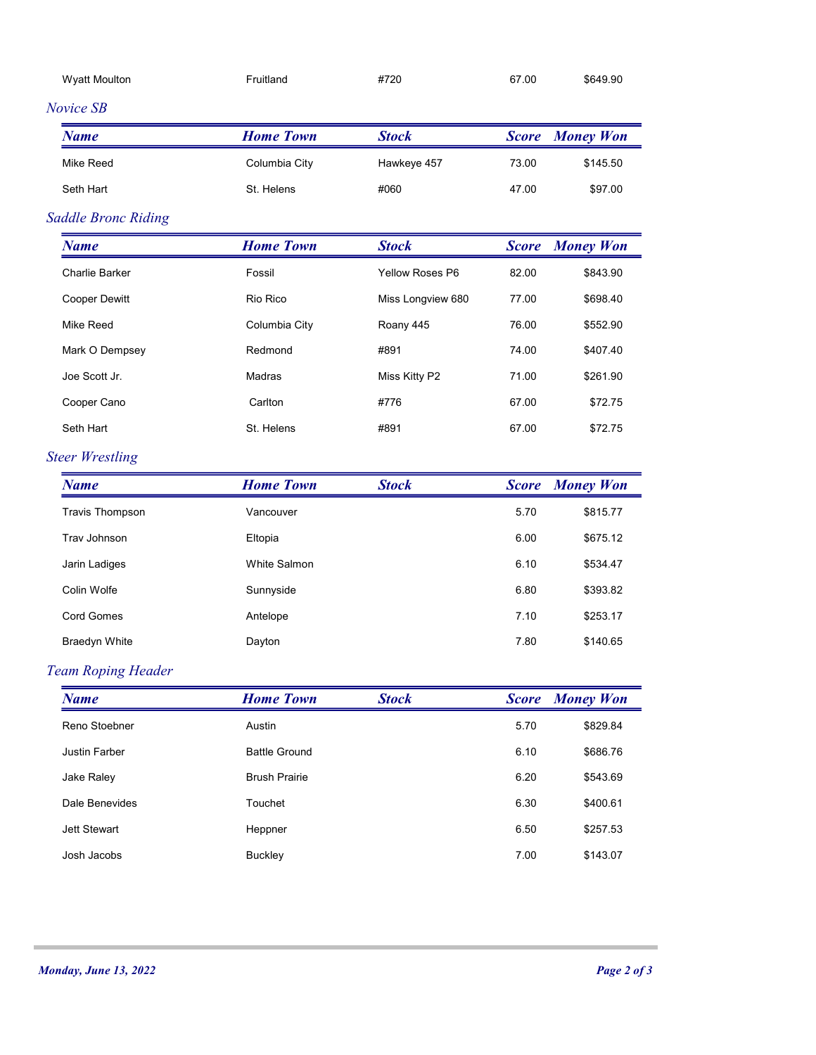| Wyatt Moulton | Fruitland | #720 | 67.00 | $649.90 |
|---|---|---|---|---|

## *Novice SB*

| Name | Home Town | Stock | Score | Money Won |
|---|---|---|---|---|
| Mike Reed | Columbia City | Hawkeye 457 | 73.00 | $145.50 |
| Seth Hart | St. Helens | #060 | 47.00 | $97.00 |

## *Saddle Bronc Riding*

| Name | Home Town | Stock | Score | Money Won |
|---|---|---|---|---|
| Charlie Barker | Fossil | Yellow Roses P6 | 82.00 | $843.90 |
| Cooper Dewitt | Rio Rico | Miss Longview 680 | 77.00 | $698.40 |
| Mike Reed | Columbia City | Roany 445 | 76.00 | $552.90 |
| Mark O Dempsey | Redmond | #891 | 74.00 | $407.40 |
| Joe Scott Jr. | Madras | Miss Kitty P2 | 71.00 | $261.90 |
| Cooper Cano | Carlton | #776 | 67.00 | $72.75 |
| Seth Hart | St. Helens | #891 | 67.00 | $72.75 |

## *Steer Wrestling*

| Name | Home Town | Stock | Score | Money Won |
|---|---|---|---|---|
| Travis Thompson | Vancouver | | 5.70 | $815.77 |
| Trav Johnson | Eltopia | | 6.00 | $675.12 |
| Jarin Ladiges | White Salmon | | 6.10 | $534.47 |
| Colin Wolfe | Sunnyside | | 6.80 | $393.82 |
| Cord Gomes | Antelope | | 7.10 | $253.17 |
| Braedyn White | Dayton | | 7.80 | $140.65 |

## *Team Roping Header*

| Name | Home Town | Stock | Score | Money Won |
|---|---|---|---|---|
| Reno Stoebner | Austin | | 5.70 | $829.84 |
| Justin Farber | Battle Ground | | 6.10 | $686.76 |
| Jake Raley | Brush Prairie | | 6.20 | $543.69 |
| Dale Benevides | Touchet | | 6.30 | $400.61 |
| Jett Stewart | Heppner | | 6.50 | $257.53 |
| Josh Jacobs | Buckley | | 7.00 | $143.07 |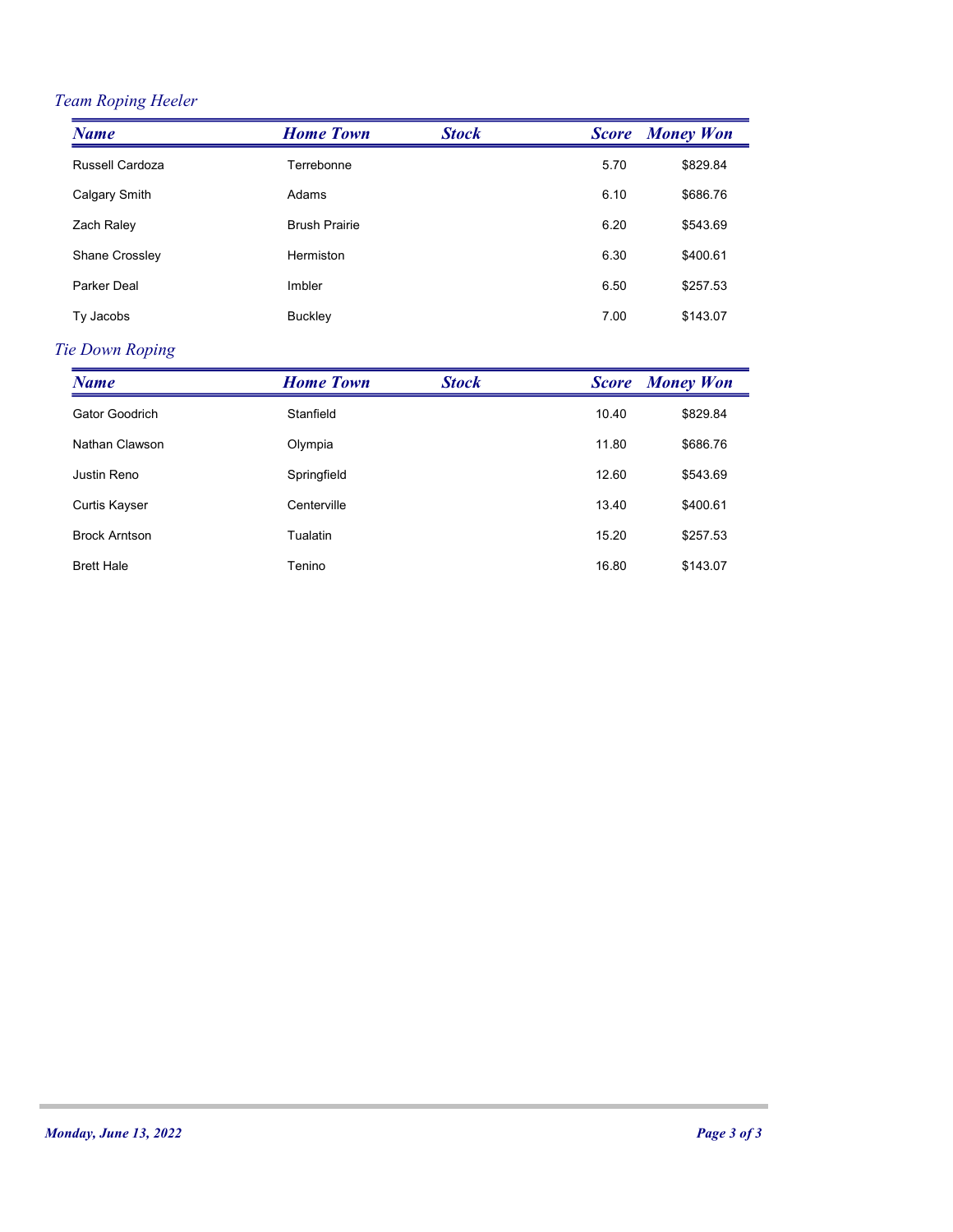## Team Roping Heeler

| Name | Home Town | Stock | Score | Money Won |
|---|---|---|---|---|
| Russell Cardoza | Terrebonne | | 5.70 | $829.84 |
| Calgary Smith | Adams | | 6.10 | $686.76 |
| Zach Raley | Brush Prairie | | 6.20 | $543.69 |
| Shane Crossley | Hermiston | | 6.30 | $400.61 |
| Parker Deal | Imbler | | 6.50 | $257.53 |
| Ty Jacobs | Buckley | | 7.00 | $143.07 |

## Tie Down Roping

| Name | Home Town | Stock | Score | Money Won |
|---|---|---|---|---|
| Gator Goodrich | Stanfield | | 10.40 | $829.84 |
| Nathan Clawson | Olympia | | 11.80 | $686.76 |
| Justin Reno | Springfield | | 12.60 | $543.69 |
| Curtis Kayser | Centerville | | 13.40 | $400.61 |
| Brock Arntson | Tualatin | | 15.20 | $257.53 |
| Brett Hale | Tenino | | 16.80 | $143.07 |